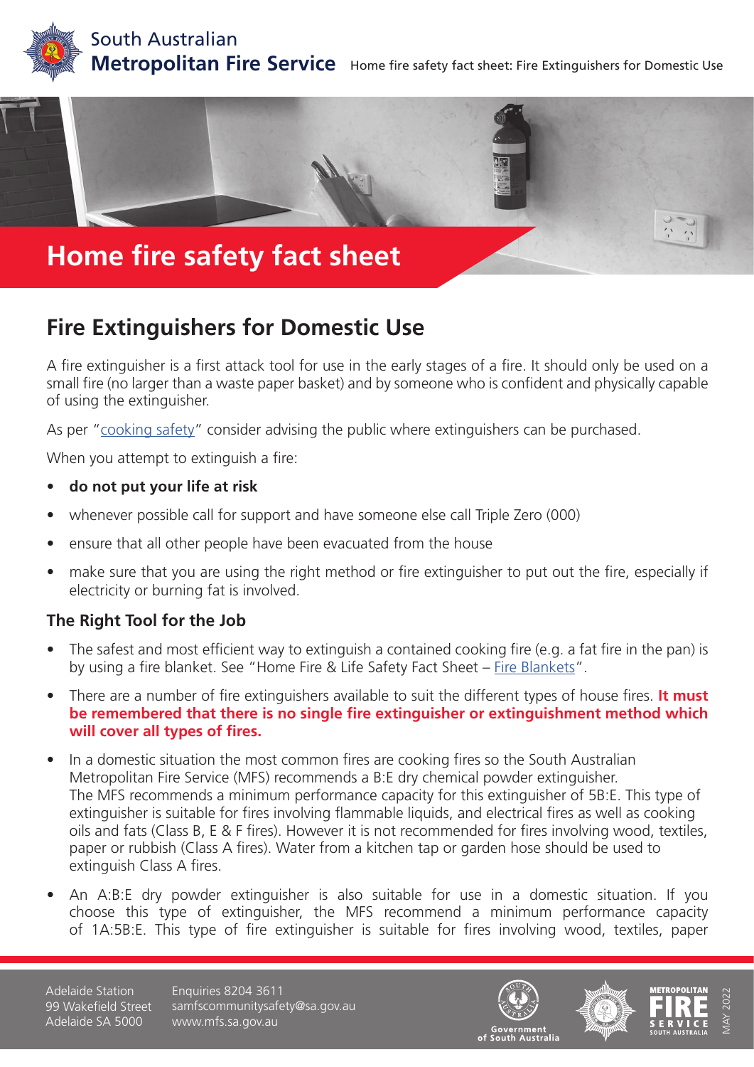# Home fire safety fact sheet

## Fire Extinguishers for Domestic Use

A fire extinguisher is a first attack tool for use in the early stages of a fire. It should only be used on a small fire (no larger than a waste paper basket) and by someone who is confident and physically capable of using the extinguisher.

As per "cooking safety" consider advising the public where extinguishers can be purchased.

When you attempt to extinguish a fire:

- **do not put your life at risk**
- whenever possible call for support and have someone else call Triple Zero (000)
- ensure that all other people have been evacuated from the house
- make sure that you are using the right method or fire extinguisher to put out the fire, especially if electricity or burning fat is involved.

### The Right Tool for the Job

- The safest and most efficient way to extinguish a contained cooking fire (e.g. a fat fire in the pan) is by using a fire blanket. See "Home Fire & Life Safety Fact Sheet – Fire Blankets".
- There are a number of fire extinguishers available to suit the different types of house fires. **It must be remembered that there is no single fire extinguisher or extinguishment method which will cover all types of fires.**
- In a domestic situation the most common fires are cooking fires so the South Australian Metropolitan Fire Service (MFS) recommends a B:E dry chemical powder extinguisher. The MFS recommends a minimum performance capacity for this extinguisher of 5B:E. This type of extinguisher is suitable for fires involving flammable liquids, and electrical fires as well as cooking oils and fats (Class B, E & F fires). However it is not recommended for fires involving wood, textiles, paper or rubbish (Class A fires). Water from a kitchen tap or garden hose should be used to extinguish Class A fires.
- An A:B:E dry powder extinguisher is also suitable for use in a domestic situation. If you choose this type of extinguisher, the MFS recommend a minimum performance capacity of 1A:5B:E. This type of fire extinguisher is suitable for fires involving wood, textiles, paper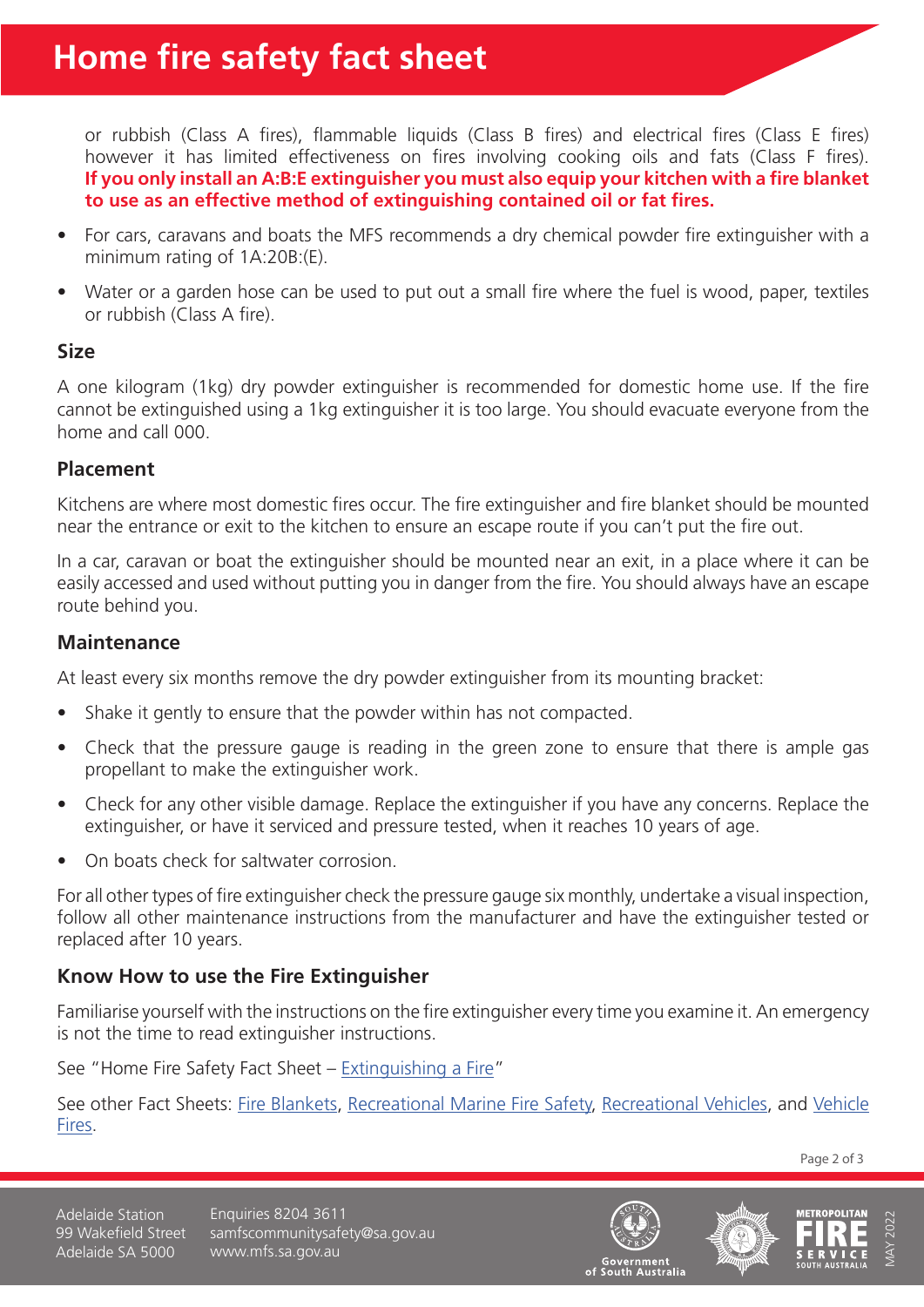or rubbish (Class A fires), flammable liquids (Class B fires) and electrical fires (Class E fires) however it has limited effectiveness on fires involving cooking oils and fats (Class F fires). **If you only install an A:B:E extinguisher you must also equip your kitchen with a fire blanket to use as an effective method of extinguishing contained oil or fat fires.**

- For cars, caravans and boats the MFS recommends a dry chemical powder fire extinguisher with a minimum rating of 1A:20B:(E).
- Water or a garden hose can be used to put out a small fire where the fuel is wood, paper, textiles or rubbish (Class A fire).

### Size

A one kilogram (1kg) dry powder extinguisher is recommended for domestic home use. If the fire cannot be extinguished using a 1kg extinguisher it is too large. You should evacuate everyone from the home and call 000.

### Placement

Kitchens are where most domestic fires occur. The fire extinguisher and fire blanket should be mounted near the entrance or exit to the kitchen to ensure an escape route if you can't put the fire out.

In a car, caravan or boat the extinguisher should be mounted near an exit, in a place where it can be easily accessed and used without putting you in danger from the fire. You should always have an escape route behind you.

### Maintenance

At least every six months remove the dry powder extinguisher from its mounting bracket:

- Shake it gently to ensure that the powder within has not compacted.
- Check that the pressure gauge is reading in the green zone to ensure that there is ample gas propellant to make the extinguisher work.
- Check for any other visible damage. Replace the extinguisher if you have any concerns. Replace the extinguisher, or have it serviced and pressure tested, when it reaches 10 years of age.
- On boats check for saltwater corrosion.

For all other types of fire extinguisher check the pressure gauge six monthly, undertake a visual inspection, follow all other maintenance instructions from the manufacturer and have the extinguisher tested or replaced after 10 years.

### Know How to use the Fire Extinguisher

Familiarise yourself with the instructions on the fire extinguisher every time you examine it. An emergency is not the time to read extinguisher instructions.

See "Home Fire Safety Fact Sheet – Extinguishing a Fire"

See other Fact Sheets: Fire Blankets, Recreational Marine Fire Safety, Recreational Vehicles, and Vehicle Fires.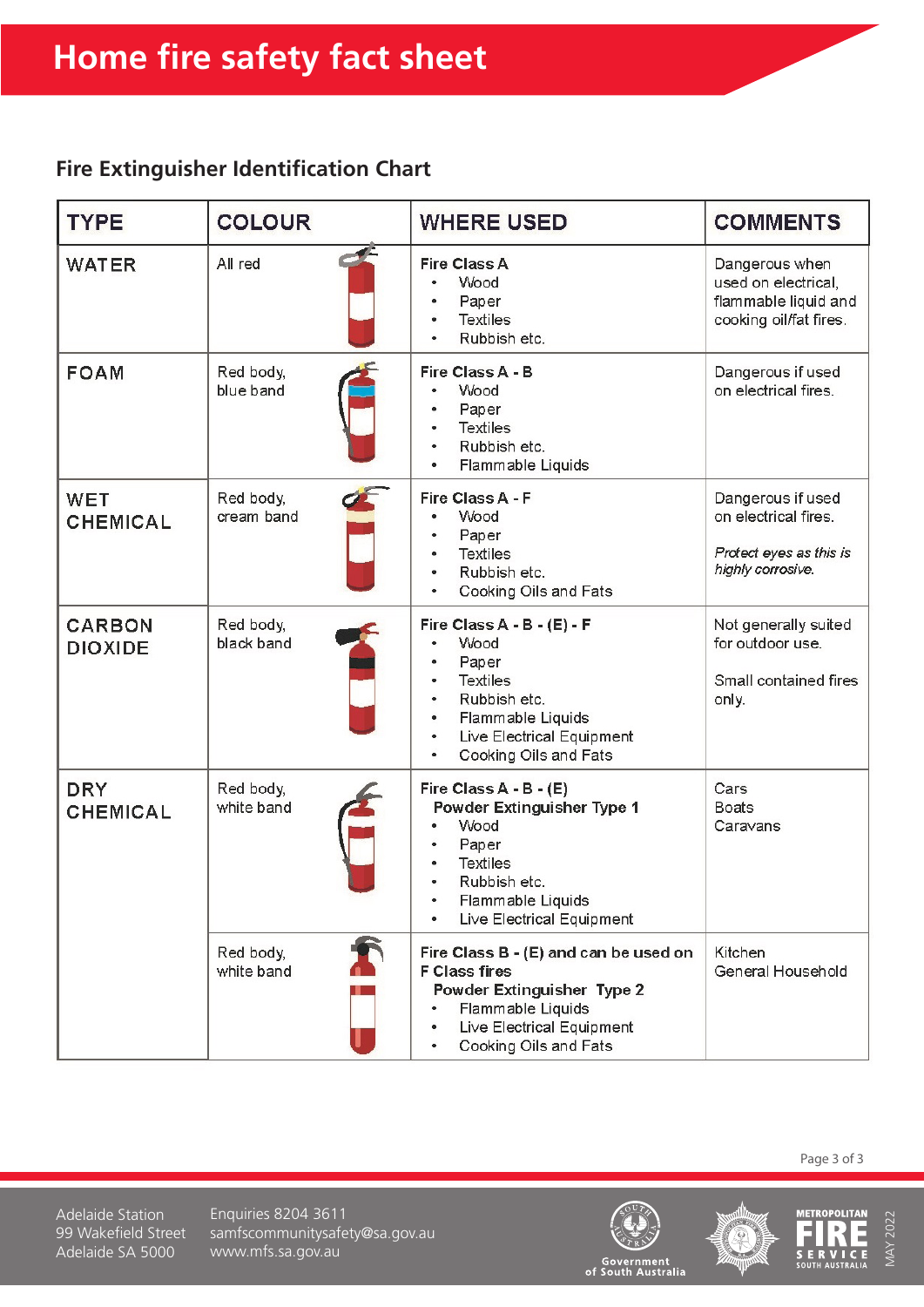# Home fire safety fact sheet

## Fire Extinguisher Identification Chart

| TYPE | COLOUR | WHERE USED | COMMENTS |
|---|---|---|---|
| WATER | All red | **Fire Class A**<br>• Wood<br>• Paper<br>• Textiles<br>• Rubbish etc. | Dangerous when used on electrical, flammable liquid and cooking oil/fat fires. |
| FOAM | Red body, blue band | **Fire Class A - B**<br>• Wood<br>• Paper<br>• Textiles<br>• Rubbish etc.<br>• Flammable Liquids | Dangerous if used on electrical fires. |
| WET CHEMICAL | Red body, cream band | **Fire Class A - F**<br>• Wood<br>• Paper<br>• Textiles<br>• Rubbish etc.<br>• Cooking Oils and Fats | Dangerous if used on electrical fires.<br><br>*Protect eyes as this is highly corrosive.* |
| CARBON DIOXIDE | Red body, black band | **Fire Class A - B - (E) - F**<br>• Wood<br>• Paper<br>• Textiles<br>• Rubbish etc.<br>• Flammable Liquids<br>• Live Electrical Equipment<br>• Cooking Oils and Fats | Not generally suited for outdoor use.<br><br>Small contained fires only. |
| DRY CHEMICAL | Red body, white band | **Fire Class A - B - (E)**<br>**Powder Extinguisher Type 1**<br>• Wood<br>• Paper<br>• Textiles<br>• Rubbish etc.<br>• Flammable Liquids<br>• Live Electrical Equipment | Cars<br>Boats<br>Caravans |
| | Red body, white band | **Fire Class B - (E) and can be used on F Class fires**<br>**Powder Extinguisher Type 2**<br>• Flammable Liquids<br>• Live Electrical Equipment<br>• Cooking Oils and Fats | Kitchen<br>General Household |

Adelaide Station
99 Wakefield Street
Adelaide SA 5000

Enquiries 8204 3611
samfscommunitysafety@sa.gov.au
www.mfs.sa.gov.au

Government of South Australia

METROPOLITAN FIRE SERVICE SOUTH AUSTRALIA

MAY 2022